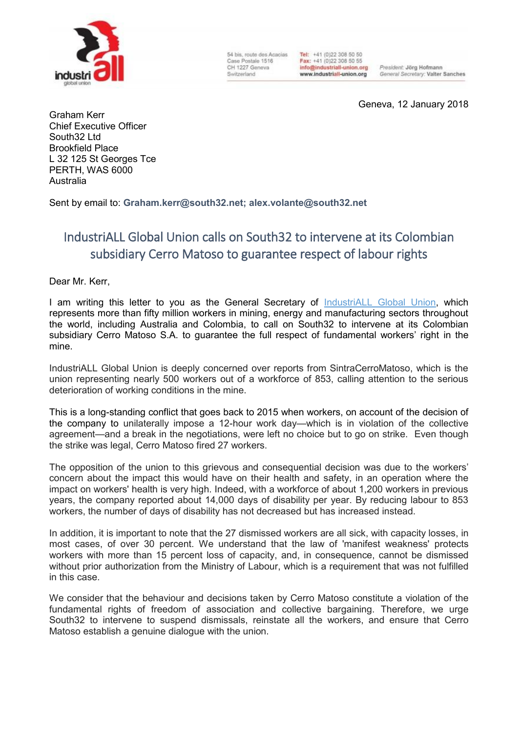industriall global union

54 bis, route des Acacias
Case Postale 1516
CH 1227 Geneva
Switzerland

**Tel:** +41 (0)22 308 50 50
**Fax:** +41 (0)22 308 50 55
**info@industriall-union.org**
**www.industriall-union.org**

*President:* Jörg Hofmann
*General Secretary:* Valter Sanches

Geneva, 12 January 2018

Graham Kerr
Chief Executive Officer
South32 Ltd
Brookfield Place
L 32 125 St Georges Tce
PERTH, WAS 6000
Australia

Sent by email to: **Graham.kerr@south32.net; alex.volante@south32.net**

## IndustriALL Global Union calls on South32 to intervene at its Colombian subsidiary Cerro Matoso to guarantee respect of labour rights

Dear Mr. Kerr,

I am writing this letter to you as the General Secretary of IndustriALL Global Union, which represents more than fifty million workers in mining, energy and manufacturing sectors throughout the world, including Australia and Colombia, to call on South32 to intervene at its Colombian subsidiary Cerro Matoso S.A. to guarantee the full respect of fundamental workers' right in the mine.

IndustriALL Global Union is deeply concerned over reports from SintraCerroMatoso, which is the union representing nearly 500 workers out of a workforce of 853, calling attention to the serious deterioration of working conditions in the mine.

This is a long-standing conflict that goes back to 2015 when workers, on account of the decision of the company to unilaterally impose a 12-hour work day—which is in violation of the collective agreement—and a break in the negotiations, were left no choice but to go on strike. Even though the strike was legal, Cerro Matoso fired 27 workers.

The opposition of the union to this grievous and consequential decision was due to the workers' concern about the impact this would have on their health and safety, in an operation where the impact on workers' health is very high. Indeed, with a workforce of about 1,200 workers in previous years, the company reported about 14,000 days of disability per year. By reducing labour to 853 workers, the number of days of disability has not decreased but has increased instead.

In addition, it is important to note that the 27 dismissed workers are all sick, with capacity losses, in most cases, of over 30 percent. We understand that the law of 'manifest weakness' protects workers with more than 15 percent loss of capacity, and, in consequence, cannot be dismissed without prior authorization from the Ministry of Labour, which is a requirement that was not fulfilled in this case.

We consider that the behaviour and decisions taken by Cerro Matoso constitute a violation of the fundamental rights of freedom of association and collective bargaining. Therefore, we urge South32 to intervene to suspend dismissals, reinstate all the workers, and ensure that Cerro Matoso establish a genuine dialogue with the union.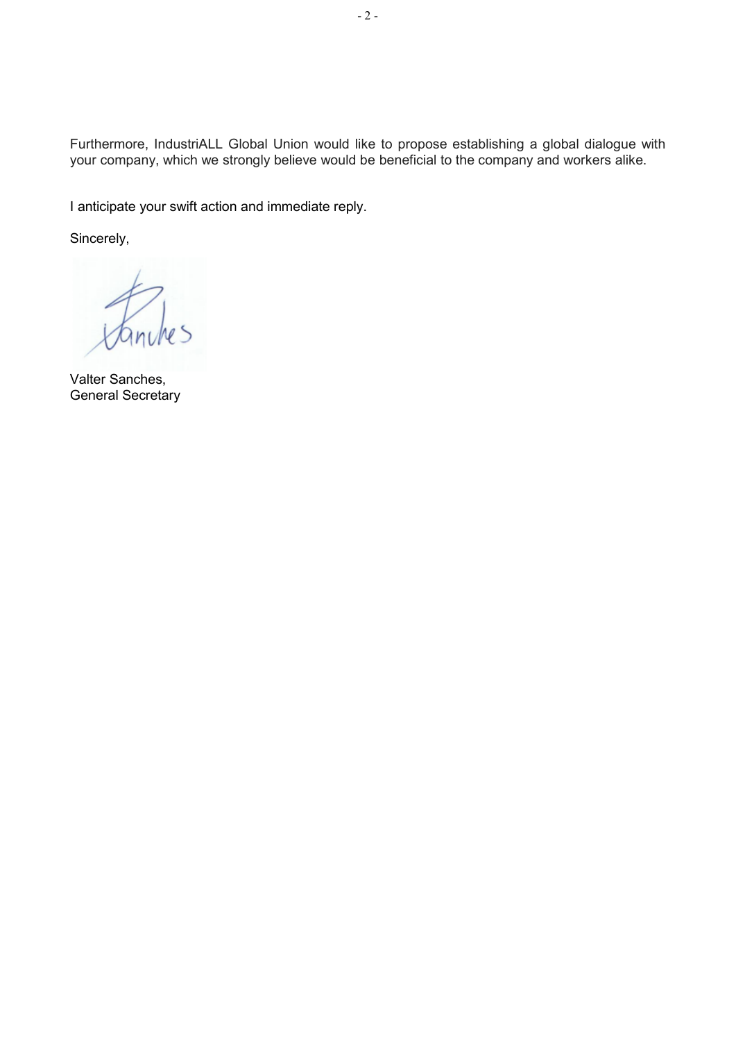Furthermore, IndustriALL Global Union would like to propose establishing a global dialogue with your company, which we strongly believe would be beneficial to the company and workers alike.

I anticipate your swift action and immediate reply.

Sincerely,

Valter Sanches,
General Secretary